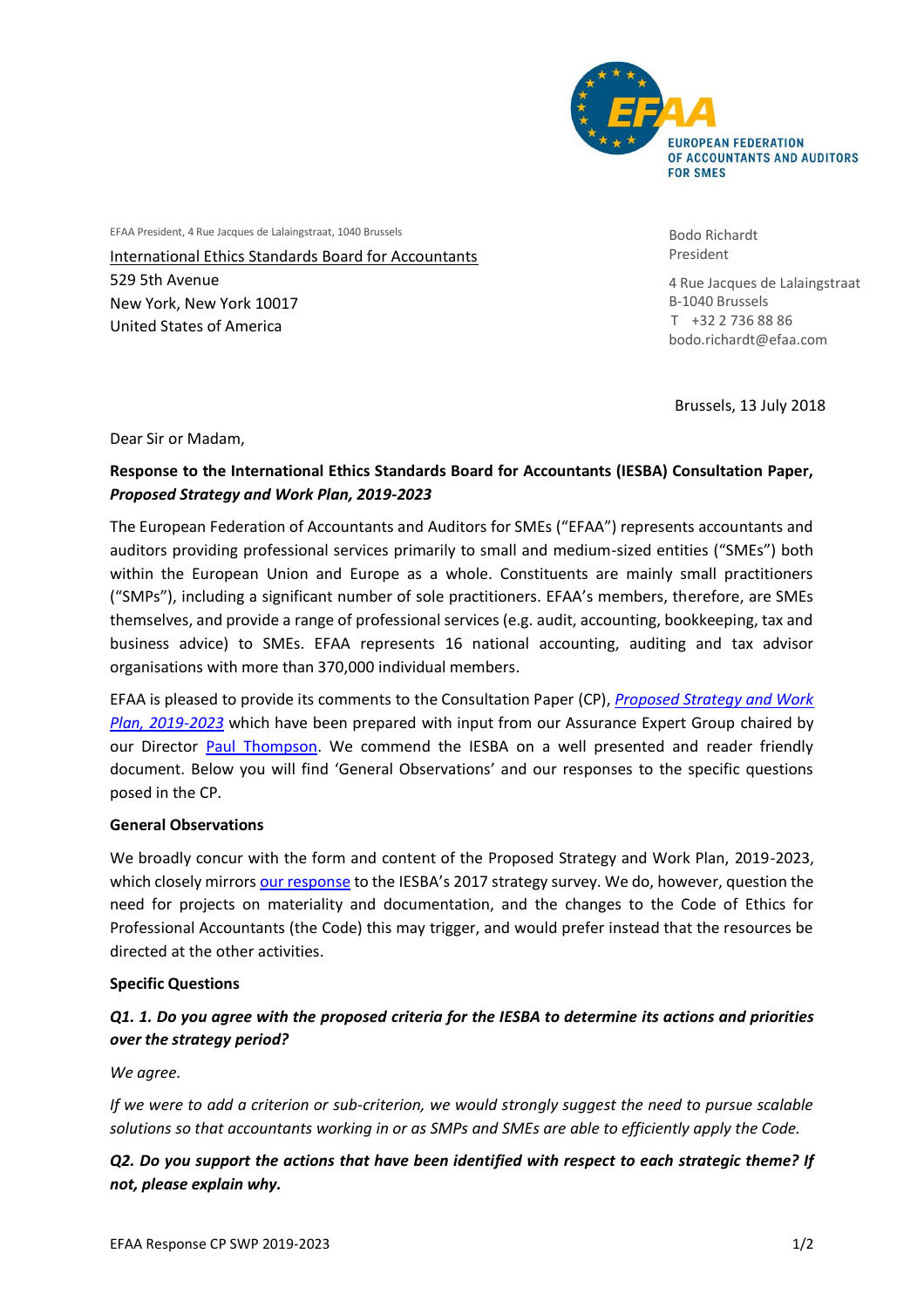EUROPEAN FEDERATION OF ACCOUNTANTS AND AUDITORS FOR SMES

EFAA President, 4 Rue Jacques de Lalaingstraat, 1040 Brussels

International Ethics Standards Board for Accountants
529 5th Avenue
New York, New York 10017
United States of America

Bodo Richardt
President

4 Rue Jacques de Lalaingstraat
B-1040 Brussels
T +32 2 736 88 86
bodo.richardt@efaa.com

Brussels, 13 July 2018

Dear Sir or Madam,

**Response to the International Ethics Standards Board for Accountants (IESBA) Consultation Paper, *Proposed Strategy and Work Plan, 2019-2023***

The European Federation of Accountants and Auditors for SMEs ("EFAA") represents accountants and auditors providing professional services primarily to small and medium-sized entities ("SMEs") both within the European Union and Europe as a whole. Constituents are mainly small practitioners ("SMPs"), including a significant number of sole practitioners. EFAA's members, therefore, are SMEs themselves, and provide a range of professional services (e.g. audit, accounting, bookkeeping, tax and business advice) to SMEs. EFAA represents 16 national accounting, auditing and tax advisor organisations with more than 370,000 individual members.

EFAA is pleased to provide its comments to the Consultation Paper (CP), *Proposed Strategy and Work Plan, 2019-2023* which have been prepared with input from our Assurance Expert Group chaired by our Director Paul Thompson. We commend the IESBA on a well presented and reader friendly document. Below you will find 'General Observations' and our responses to the specific questions posed in the CP.

**General Observations**

We broadly concur with the form and content of the Proposed Strategy and Work Plan, 2019-2023, which closely mirrors our response to the IESBA's 2017 strategy survey. We do, however, question the need for projects on materiality and documentation, and the changes to the Code of Ethics for Professional Accountants (the Code) this may trigger, and would prefer instead that the resources be directed at the other activities.

**Specific Questions**

***Q1. 1. Do you agree with the proposed criteria for the IESBA to determine its actions and priorities over the strategy period?***

*We agree.*

*If we were to add a criterion or sub-criterion, we would strongly suggest the need to pursue scalable solutions so that accountants working in or as SMPs and SMEs are able to efficiently apply the Code.*

***Q2. Do you support the actions that have been identified with respect to each strategic theme? If not, please explain why.***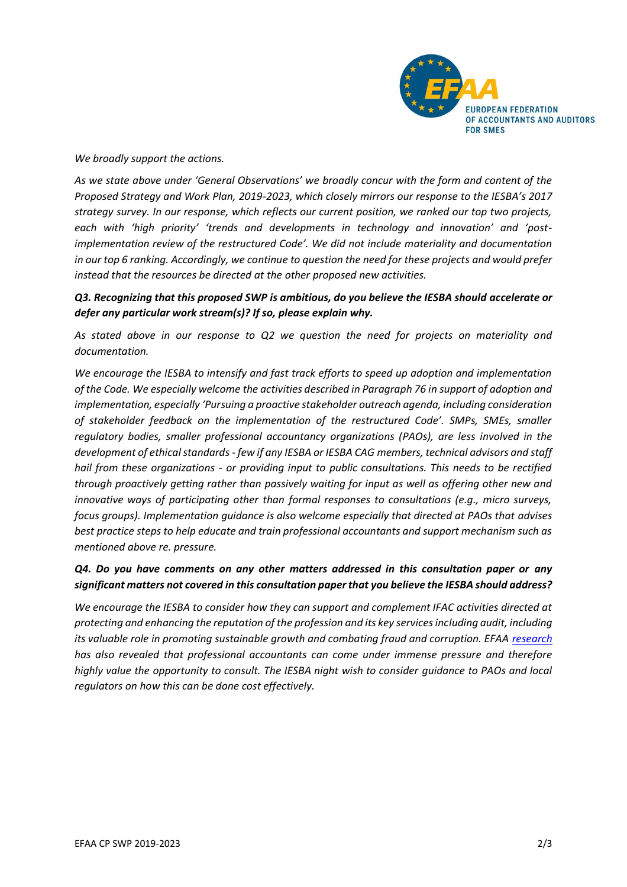*We broadly support the actions.*

*As we state above under 'General Observations' we broadly concur with the form and content of the Proposed Strategy and Work Plan, 2019-2023, which closely mirrors our response to the IESBA's 2017 strategy survey. In our response, which reflects our current position, we ranked our top two projects, each with 'high priority' 'trends and developments in technology and innovation' and 'post-implementation review of the restructured Code'. We did not include materiality and documentation in our top 6 ranking. Accordingly, we continue to question the need for these projects and would prefer instead that the resources be directed at the other proposed new activities.*

***Q3. Recognizing that this proposed SWP is ambitious, do you believe the IESBA should accelerate or defer any particular work stream(s)? If so, please explain why.***

*As stated above in our response to Q2 we question the need for projects on materiality and documentation.*

*We encourage the IESBA to intensify and fast track efforts to speed up adoption and implementation of the Code. We especially welcome the activities described in Paragraph 76 in support of adoption and implementation, especially 'Pursuing a proactive stakeholder outreach agenda, including consideration of stakeholder feedback on the implementation of the restructured Code'. SMPs, SMEs, smaller regulatory bodies, smaller professional accountancy organizations (PAOs), are less involved in the development of ethical standards - few if any IESBA or IESBA CAG members, technical advisors and staff hail from these organizations - or providing input to public consultations. This needs to be rectified through proactively getting rather than passively waiting for input as well as offering other new and innovative ways of participating other than formal responses to consultations (e.g., micro surveys, focus groups). Implementation guidance is also welcome especially that directed at PAOs that advises best practice steps to help educate and train professional accountants and support mechanism such as mentioned above re. pressure.*

***Q4. Do you have comments on any other matters addressed in this consultation paper or any significant matters not covered in this consultation paper that you believe the IESBA should address?***

*We encourage the IESBA to consider how they can support and complement IFAC activities directed at protecting and enhancing the reputation of the profession and its key services including audit, including its valuable role in promoting sustainable growth and combating fraud and corruption. EFAA research has also revealed that professional accountants can come under immense pressure and therefore highly value the opportunity to consult. The IESBA night wish to consider guidance to PAOs and local regulators on how this can be done cost effectively.*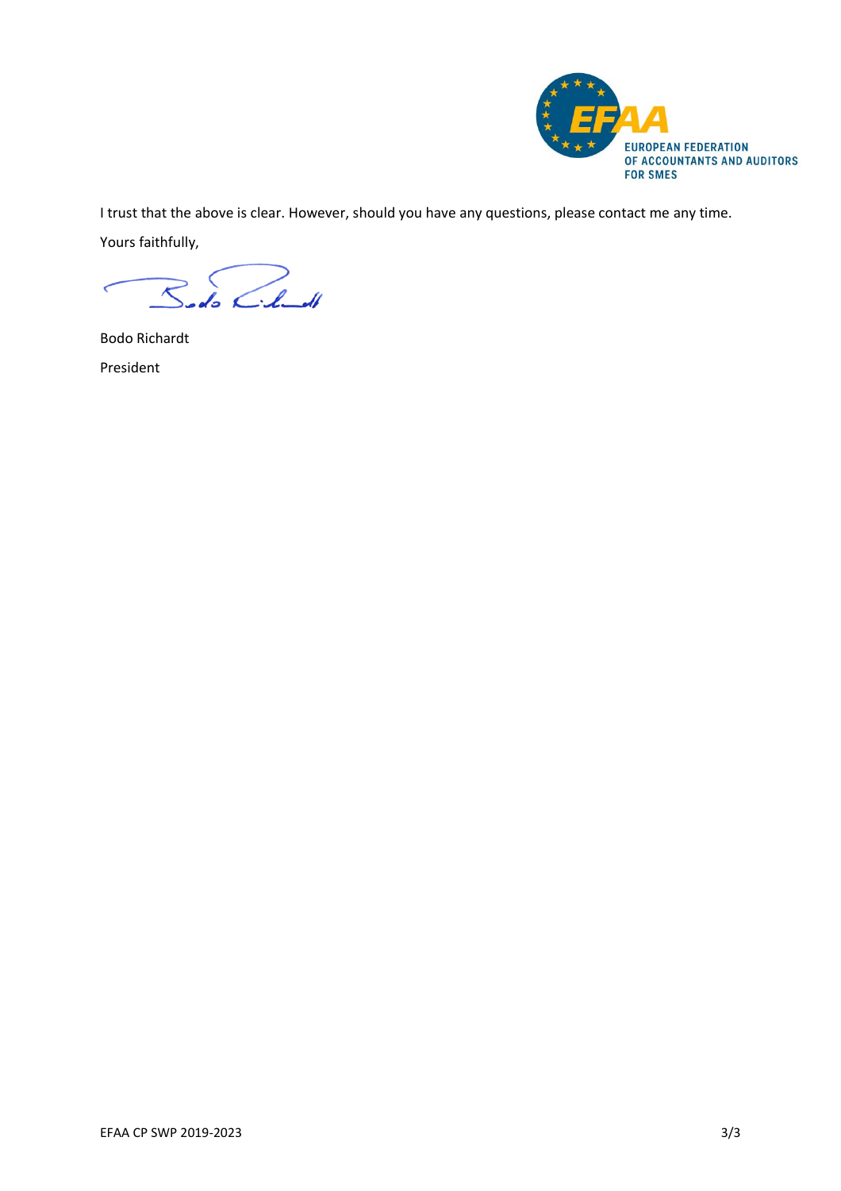I trust that the above is clear. However, should you have any questions, please contact me any time.

Yours faithfully,

Bodo Richardt

President